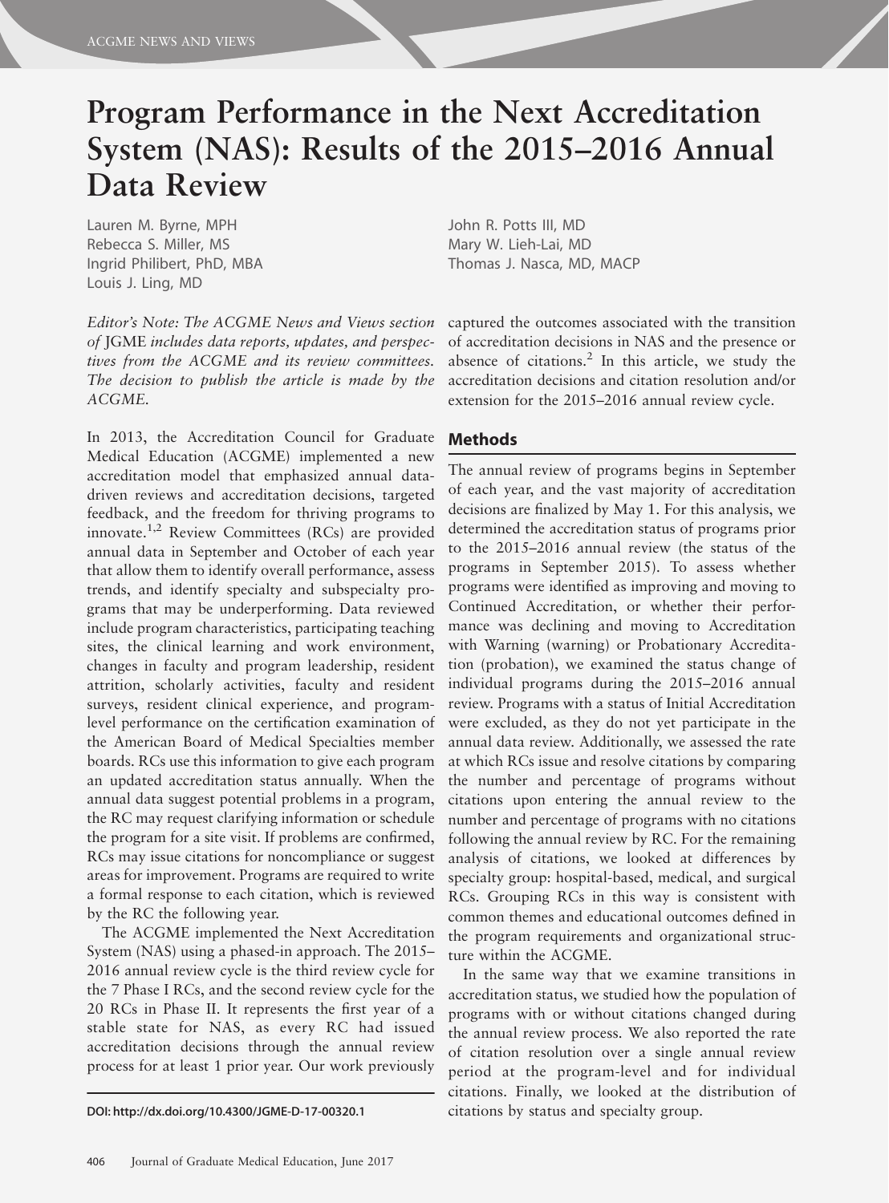# Program Performance in the Next Accreditation System (NAS): Results of the 2015–2016 Annual Data Review

Lauren M. Byrne, MPH
Rebecca S. Miller, MS
Ingrid Philibert, PhD, MBA
Louis J. Ling, MD
John R. Potts III, MD
Mary W. Lieh-Lai, MD
Thomas J. Nasca, MD, MACP

*Editor's Note: The ACGME News and Views section of* JGME *includes data reports, updates, and perspectives from the ACGME and its review committees. The decision to publish the article is made by the ACGME.*

In 2013, the Accreditation Council for Graduate Medical Education (ACGME) implemented a new accreditation model that emphasized annual data-driven reviews and accreditation decisions, targeted feedback, and the freedom for thriving programs to innovate.[1,2] Review Committees (RCs) are provided annual data in September and October of each year that allow them to identify overall performance, assess trends, and identify specialty and subspecialty programs that may be underperforming. Data reviewed include program characteristics, participating teaching sites, the clinical learning and work environment, changes in faculty and program leadership, resident attrition, scholarly activities, faculty and resident surveys, resident clinical experience, and program-level performance on the certification examination of the American Board of Medical Specialties member boards. RCs use this information to give each program an updated accreditation status annually. When the annual data suggest potential problems in a program, the RC may request clarifying information or schedule the program for a site visit. If problems are confirmed, RCs may issue citations for noncompliance or suggest areas for improvement. Programs are required to write a formal response to each citation, which is reviewed by the RC the following year.

The ACGME implemented the Next Accreditation System (NAS) using a phased-in approach. The 2015–2016 annual review cycle is the third review cycle for the 7 Phase I RCs, and the second review cycle for the 20 RCs in Phase II. It represents the first year of a stable state for NAS, as every RC had issued accreditation decisions through the annual review process for at least 1 prior year. Our work previously captured the outcomes associated with the transition of accreditation decisions in NAS and the presence or absence of citations.[2] In this article, we study the accreditation decisions and citation resolution and/or extension for the 2015–2016 annual review cycle.

DOI: http://dx.doi.org/10.4300/JGME-D-17-00320.1

## Methods

The annual review of programs begins in September of each year, and the vast majority of accreditation decisions are finalized by May 1. For this analysis, we determined the accreditation status of programs prior to the 2015–2016 annual review (the status of the programs in September 2015). To assess whether programs were identified as improving and moving to Continued Accreditation, or whether their performance was declining and moving to Accreditation with Warning (warning) or Probationary Accreditation (probation), we examined the status change of individual programs during the 2015–2016 annual review. Programs with a status of Initial Accreditation were excluded, as they do not yet participate in the annual data review. Additionally, we assessed the rate at which RCs issue and resolve citations by comparing the number and percentage of programs without citations upon entering the annual review to the number and percentage of programs with no citations following the annual review by RC. For the remaining analysis of citations, we looked at differences by specialty group: hospital-based, medical, and surgical RCs. Grouping RCs in this way is consistent with common themes and educational outcomes defined in the program requirements and organizational structure within the ACGME.

In the same way that we examine transitions in accreditation status, we studied how the population of programs with or without citations changed during the annual review process. We also reported the rate of citation resolution over a single annual review period at the program-level and for individual citations. Finally, we looked at the distribution of citations by status and specialty group.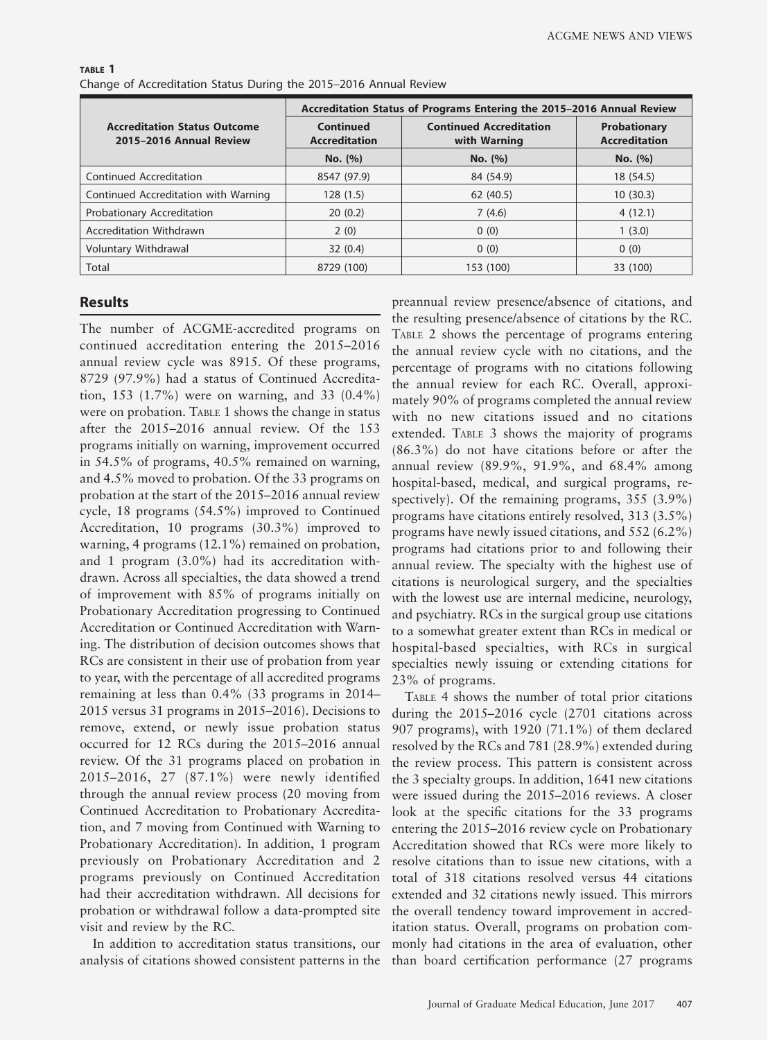**TABLE 1**
Change of Accreditation Status During the 2015–2016 Annual Review

| Accreditation Status Outcome 2015–2016 Annual Review | Accreditation Status of Programs Entering the 2015–2016 Annual Review | | |
|---|---|---|---|
| | Continued Accreditation | Continued Accreditation with Warning | Probationary Accreditation |
| | No. (%) | No. (%) | No. (%) |
| Continued Accreditation | 8547 (97.9) | 84 (54.9) | 18 (54.5) |
| Continued Accreditation with Warning | 128 (1.5) | 62 (40.5) | 10 (30.3) |
| Probationary Accreditation | 20 (0.2) | 7 (4.6) | 4 (12.1) |
| Accreditation Withdrawn | 2 (0) | 0 (0) | 1 (3.0) |
| Voluntary Withdrawal | 32 (0.4) | 0 (0) | 0 (0) |
| Total | 8729 (100) | 153 (100) | 33 (100) |

## Results

The number of ACGME-accredited programs on continued accreditation entering the 2015–2016 annual review cycle was 8915. Of these programs, 8729 (97.9%) had a status of Continued Accreditation, 153 (1.7%) were on warning, and 33 (0.4%) were on probation. Table 1 shows the change in status after the 2015–2016 annual review. Of the 153 programs initially on warning, improvement occurred in 54.5% of programs, 40.5% remained on warning, and 4.5% moved to probation. Of the 33 programs on probation at the start of the 2015–2016 annual review cycle, 18 programs (54.5%) improved to Continued Accreditation, 10 programs (30.3%) improved to warning, 4 programs (12.1%) remained on probation, and 1 program (3.0%) had its accreditation withdrawn. Across all specialties, the data showed a trend of improvement with 85% of programs initially on Probationary Accreditation progressing to Continued Accreditation or Continued Accreditation with Warning. The distribution of decision outcomes shows that RCs are consistent in their use of probation from year to year, with the percentage of all accredited programs remaining at less than 0.4% (33 programs in 2014–2015 versus 31 programs in 2015–2016). Decisions to remove, extend, or newly issue probation status occurred for 12 RCs during the 2015–2016 annual review. Of the 31 programs placed on probation in 2015–2016, 27 (87.1%) were newly identified through the annual review process (20 moving from Continued Accreditation to Probationary Accreditation, and 7 moving from Continued with Warning to Probationary Accreditation). In addition, 1 program previously on Probationary Accreditation and 2 programs previously on Continued Accreditation had their accreditation withdrawn. All decisions for probation or withdrawal follow a data-prompted site visit and review by the RC.

In addition to accreditation status transitions, our analysis of citations showed consistent patterns in the preannual review presence/absence of citations, and the resulting presence/absence of citations by the RC. Table 2 shows the percentage of programs entering the annual review cycle with no citations, and the percentage of programs with no citations following the annual review for each RC. Overall, approximately 90% of programs completed the annual review with no new citations issued and no citations extended. Table 3 shows the majority of programs (86.3%) do not have citations before or after the annual review (89.9%, 91.9%, and 68.4% among hospital-based, medical, and surgical programs, respectively). Of the remaining programs, 355 (3.9%) programs have citations entirely resolved, 313 (3.5%) programs have newly issued citations, and 552 (6.2%) programs had citations prior to and following their annual review. The specialty with the highest use of citations is neurological surgery, and the specialties with the lowest use are internal medicine, neurology, and psychiatry. RCs in the surgical group use citations to a somewhat greater extent than RCs in medical or hospital-based specialties, with RCs in surgical specialties newly issuing or extending citations for 23% of programs.

Table 4 shows the number of total prior citations during the 2015–2016 cycle (2701 citations across 907 programs), with 1920 (71.1%) of them declared resolved by the RCs and 781 (28.9%) extended during the review process. This pattern is consistent across the 3 specialty groups. In addition, 1641 new citations were issued during the 2015–2016 reviews. A closer look at the specific citations for the 33 programs entering the 2015–2016 review cycle on Probationary Accreditation showed that RCs were more likely to resolve citations than to issue new citations, with a total of 318 citations resolved versus 44 citations extended and 32 citations newly issued. This mirrors the overall tendency toward improvement in accreditation status. Overall, programs on probation commonly had citations in the area of evaluation, other than board certification performance (27 programs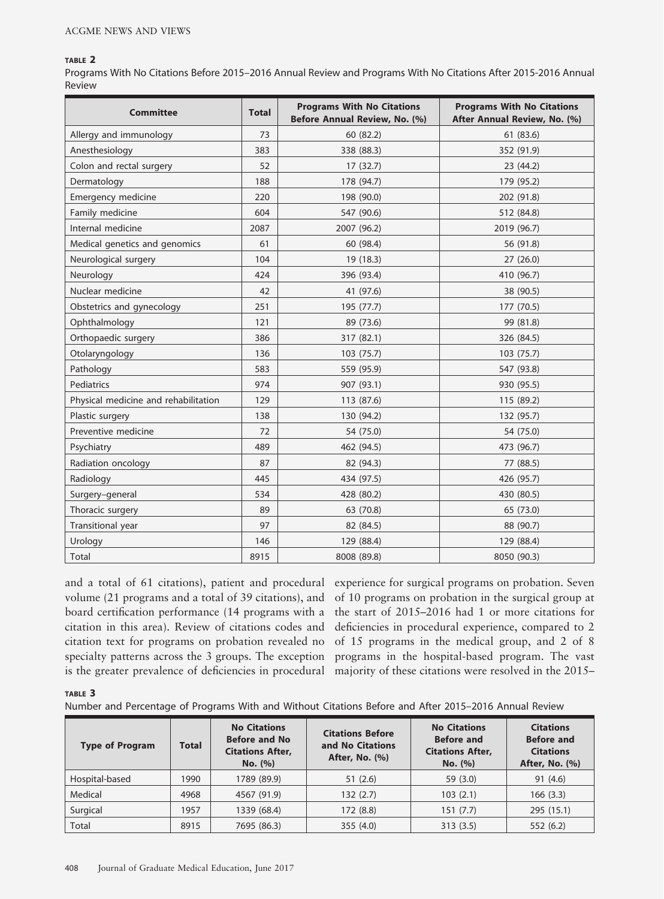**TABLE 2**

Programs With No Citations Before 2015–2016 Annual Review and Programs With No Citations After 2015-2016 Annual Review

| Committee | Total | Programs With No Citations Before Annual Review, No. (%) | Programs With No Citations After Annual Review, No. (%) |
|---|---|---|---|
| Allergy and immunology | 73 | 60 (82.2) | 61 (83.6) |
| Anesthesiology | 383 | 338 (88.3) | 352 (91.9) |
| Colon and rectal surgery | 52 | 17 (32.7) | 23 (44.2) |
| Dermatology | 188 | 178 (94.7) | 179 (95.2) |
| Emergency medicine | 220 | 198 (90.0) | 202 (91.8) |
| Family medicine | 604 | 547 (90.6) | 512 (84.8) |
| Internal medicine | 2087 | 2007 (96.2) | 2019 (96.7) |
| Medical genetics and genomics | 61 | 60 (98.4) | 56 (91.8) |
| Neurological surgery | 104 | 19 (18.3) | 27 (26.0) |
| Neurology | 424 | 396 (93.4) | 410 (96.7) |
| Nuclear medicine | 42 | 41 (97.6) | 38 (90.5) |
| Obstetrics and gynecology | 251 | 195 (77.7) | 177 (70.5) |
| Ophthalmology | 121 | 89 (73.6) | 99 (81.8) |
| Orthopaedic surgery | 386 | 317 (82.1) | 326 (84.5) |
| Otolaryngology | 136 | 103 (75.7) | 103 (75.7) |
| Pathology | 583 | 559 (95.9) | 547 (93.8) |
| Pediatrics | 974 | 907 (93.1) | 930 (95.5) |
| Physical medicine and rehabilitation | 129 | 113 (87.6) | 115 (89.2) |
| Plastic surgery | 138 | 130 (94.2) | 132 (95.7) |
| Preventive medicine | 72 | 54 (75.0) | 54 (75.0) |
| Psychiatry | 489 | 462 (94.5) | 473 (96.7) |
| Radiation oncology | 87 | 82 (94.3) | 77 (88.5) |
| Radiology | 445 | 434 (97.5) | 426 (95.7) |
| Surgery–general | 534 | 428 (80.2) | 430 (80.5) |
| Thoracic surgery | 89 | 63 (70.8) | 65 (73.0) |
| Transitional year | 97 | 82 (84.5) | 88 (90.7) |
| Urology | 146 | 129 (88.4) | 129 (88.4) |
| Total | 8915 | 8008 (89.8) | 8050 (90.3) |

and a total of 61 citations), patient and procedural volume (21 programs and a total of 39 citations), and board certification performance (14 programs with a citation in this area). Review of citations codes and citation text for programs on probation revealed no specialty patterns across the 3 groups. The exception is the greater prevalence of deficiencies in procedural experience for surgical programs on probation. Seven of 10 programs on probation in the surgical group at the start of 2015–2016 had 1 or more citations for deficiencies in procedural experience, compared to 2 of 15 programs in the medical group, and 2 of 8 programs in the hospital-based program. The vast majority of these citations were resolved in the 2015–

**TABLE 3**

Number and Percentage of Programs With and Without Citations Before and After 2015–2016 Annual Review

| Type of Program | Total | No Citations Before and No Citations After, No. (%) | Citations Before and No Citations After, No. (%) | No Citations Before and Citations After, No. (%) | Citations Before and Citations After, No. (%) |
|---|---|---|---|---|---|
| Hospital-based | 1990 | 1789 (89.9) | 51 (2.6) | 59 (3.0) | 91 (4.6) |
| Medical | 4968 | 4567 (91.9) | 132 (2.7) | 103 (2.1) | 166 (3.3) |
| Surgical | 1957 | 1339 (68.4) | 172 (8.8) | 151 (7.7) | 295 (15.1) |
| Total | 8915 | 7695 (86.3) | 355 (4.0) | 313 (3.5) | 552 (6.2) |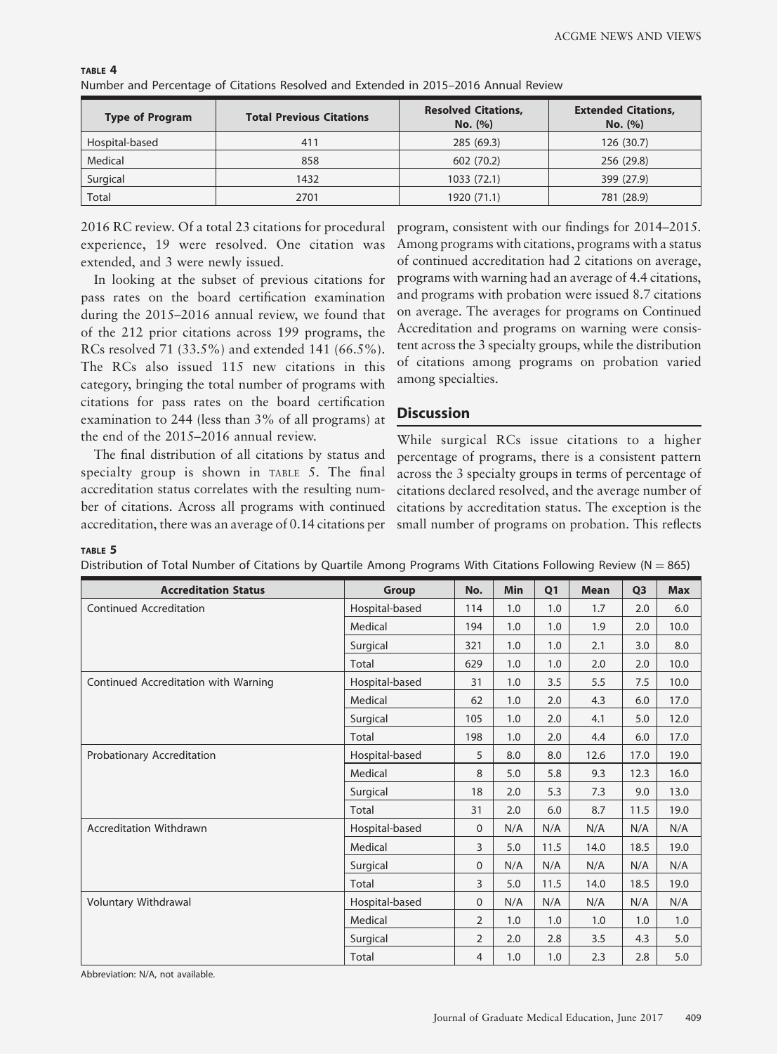**TABLE 4**
Number and Percentage of Citations Resolved and Extended in 2015–2016 Annual Review

| Type of Program | Total Previous Citations | Resolved Citations, No. (%) | Extended Citations, No. (%) |
|---|---|---|---|
| Hospital-based | 411 | 285 (69.3) | 126 (30.7) |
| Medical | 858 | 602 (70.2) | 256 (29.8) |
| Surgical | 1432 | 1033 (72.1) | 399 (27.9) |
| Total | 2701 | 1920 (71.1) | 781 (28.9) |

2016 RC review. Of a total 23 citations for procedural experience, 19 were resolved. One citation was extended, and 3 were newly issued.

In looking at the subset of previous citations for pass rates on the board certification examination during the 2015–2016 annual review, we found that of the 212 prior citations across 199 programs, the RCs resolved 71 (33.5%) and extended 141 (66.5%). The RCs also issued 115 new citations in this category, bringing the total number of programs with citations for pass rates on the board certification examination to 244 (less than 3% of all programs) at the end of the 2015–2016 annual review.

The final distribution of all citations by status and specialty group is shown in TABLE 5. The final accreditation status correlates with the resulting number of citations. Across all programs with continued accreditation, there was an average of 0.14 citations per program, consistent with our findings for 2014–2015. Among programs with citations, programs with a status of continued accreditation had 2 citations on average, programs with warning had an average of 4.4 citations, and programs with probation were issued 8.7 citations on average. The averages for programs on Continued Accreditation and programs on warning were consistent across the 3 specialty groups, while the distribution of citations among programs on probation varied among specialties.

## Discussion

While surgical RCs issue citations to a higher percentage of programs, there is a consistent pattern across the 3 specialty groups in terms of percentage of citations declared resolved, and the average number of citations by accreditation status. The exception is the small number of programs on probation. This reflects

**TABLE 5**
Distribution of Total Number of Citations by Quartile Among Programs With Citations Following Review (N = 865)

| Accreditation Status | Group | No. | Min | Q1 | Mean | Q3 | Max |
|---|---|---|---|---|---|---|---|
| Continued Accreditation | Hospital-based | 114 | 1.0 | 1.0 | 1.7 | 2.0 | 6.0 |
| | Medical | 194 | 1.0 | 1.0 | 1.9 | 2.0 | 10.0 |
| | Surgical | 321 | 1.0 | 1.0 | 2.1 | 3.0 | 8.0 |
| | Total | 629 | 1.0 | 1.0 | 2.0 | 2.0 | 10.0 |
| Continued Accreditation with Warning | Hospital-based | 31 | 1.0 | 3.5 | 5.5 | 7.5 | 10.0 |
| | Medical | 62 | 1.0 | 2.0 | 4.3 | 6.0 | 17.0 |
| | Surgical | 105 | 1.0 | 2.0 | 4.1 | 5.0 | 12.0 |
| | Total | 198 | 1.0 | 2.0 | 4.4 | 6.0 | 17.0 |
| Probationary Accreditation | Hospital-based | 5 | 8.0 | 8.0 | 12.6 | 17.0 | 19.0 |
| | Medical | 8 | 5.0 | 5.8 | 9.3 | 12.3 | 16.0 |
| | Surgical | 18 | 2.0 | 5.3 | 7.3 | 9.0 | 13.0 |
| | Total | 31 | 2.0 | 6.0 | 8.7 | 11.5 | 19.0 |
| Accreditation Withdrawn | Hospital-based | 0 | N/A | N/A | N/A | N/A | N/A |
| | Medical | 3 | 5.0 | 11.5 | 14.0 | 18.5 | 19.0 |
| | Surgical | 0 | N/A | N/A | N/A | N/A | N/A |
| | Total | 3 | 5.0 | 11.5 | 14.0 | 18.5 | 19.0 |
| Voluntary Withdrawal | Hospital-based | 0 | N/A | N/A | N/A | N/A | N/A |
| | Medical | 2 | 1.0 | 1.0 | 1.0 | 1.0 | 1.0 |
| | Surgical | 2 | 2.0 | 2.8 | 3.5 | 4.3 | 5.0 |
| | Total | 4 | 1.0 | 1.0 | 2.3 | 2.8 | 5.0 |

Abbreviation: N/A, not available.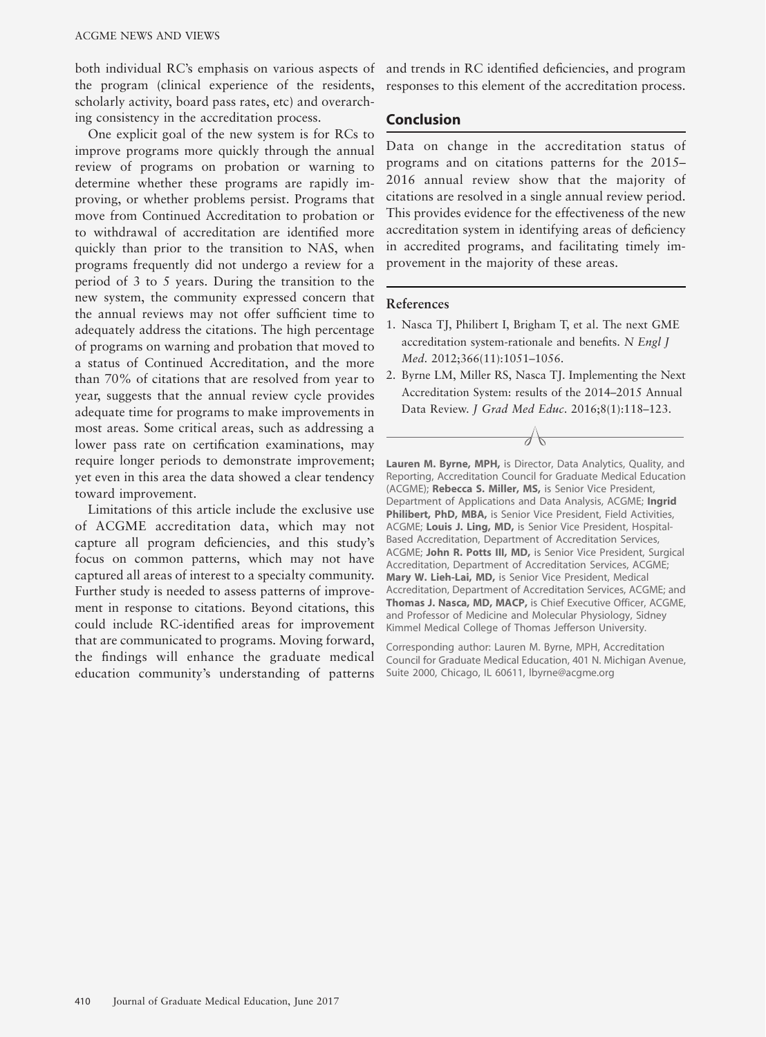both individual RC's emphasis on various aspects of the program (clinical experience of the residents, scholarly activity, board pass rates, etc) and overarching consistency in the accreditation process.

One explicit goal of the new system is for RCs to improve programs more quickly through the annual review of programs on probation or warning to determine whether these programs are rapidly improving, or whether problems persist. Programs that move from Continued Accreditation to probation or to withdrawal of accreditation are identified more quickly than prior to the transition to NAS, when programs frequently did not undergo a review for a period of 3 to 5 years. During the transition to the new system, the community expressed concern that the annual reviews may not offer sufficient time to adequately address the citations. The high percentage of programs on warning and probation that moved to a status of Continued Accreditation, and the more than 70% of citations that are resolved from year to year, suggests that the annual review cycle provides adequate time for programs to make improvements in most areas. Some critical areas, such as addressing a lower pass rate on certification examinations, may require longer periods to demonstrate improvement; yet even in this area the data showed a clear tendency toward improvement.

Limitations of this article include the exclusive use of ACGME accreditation data, which may not capture all program deficiencies, and this study's focus on common patterns, which may not have captured all areas of interest to a specialty community. Further study is needed to assess patterns of improvement in response to citations. Beyond citations, this could include RC-identified areas for improvement that are communicated to programs. Moving forward, the findings will enhance the graduate medical education community's understanding of patterns and trends in RC identified deficiencies, and program responses to this element of the accreditation process.

## Conclusion

Data on change in the accreditation status of programs and on citations patterns for the 2015–2016 annual review show that the majority of citations are resolved in a single annual review period. This provides evidence for the effectiveness of the new accreditation system in identifying areas of deficiency in accredited programs, and facilitating timely improvement in the majority of these areas.

## References

1. Nasca TJ, Philibert I, Brigham T, et al. The next GME accreditation system-rationale and benefits. *N Engl J Med*. 2012;366(11):1051–1056.
2. Byrne LM, Miller RS, Nasca TJ. Implementing the Next Accreditation System: results of the 2014–2015 Annual Data Review. *J Grad Med Educ*. 2016;8(1):118–123.

---

**Lauren M. Byrne, MPH,** is Director, Data Analytics, Quality, and Reporting, Accreditation Council for Graduate Medical Education (ACGME); **Rebecca S. Miller, MS,** is Senior Vice President, Department of Applications and Data Analysis, ACGME; **Ingrid Philibert, PhD, MBA,** is Senior Vice President, Field Activities, ACGME; **Louis J. Ling, MD,** is Senior Vice President, Hospital-Based Accreditation, Department of Accreditation Services, ACGME; **John R. Potts III, MD,** is Senior Vice President, Surgical Accreditation, Department of Accreditation Services, ACGME; **Mary W. Lieh-Lai, MD,** is Senior Vice President, Medical Accreditation, Department of Accreditation Services, ACGME; and **Thomas J. Nasca, MD, MACP,** is Chief Executive Officer, ACGME, and Professor of Medicine and Molecular Physiology, Sidney Kimmel Medical College of Thomas Jefferson University.

Corresponding author: Lauren M. Byrne, MPH, Accreditation Council for Graduate Medical Education, 401 N. Michigan Avenue, Suite 2000, Chicago, IL 60611, lbyrne@acgme.org